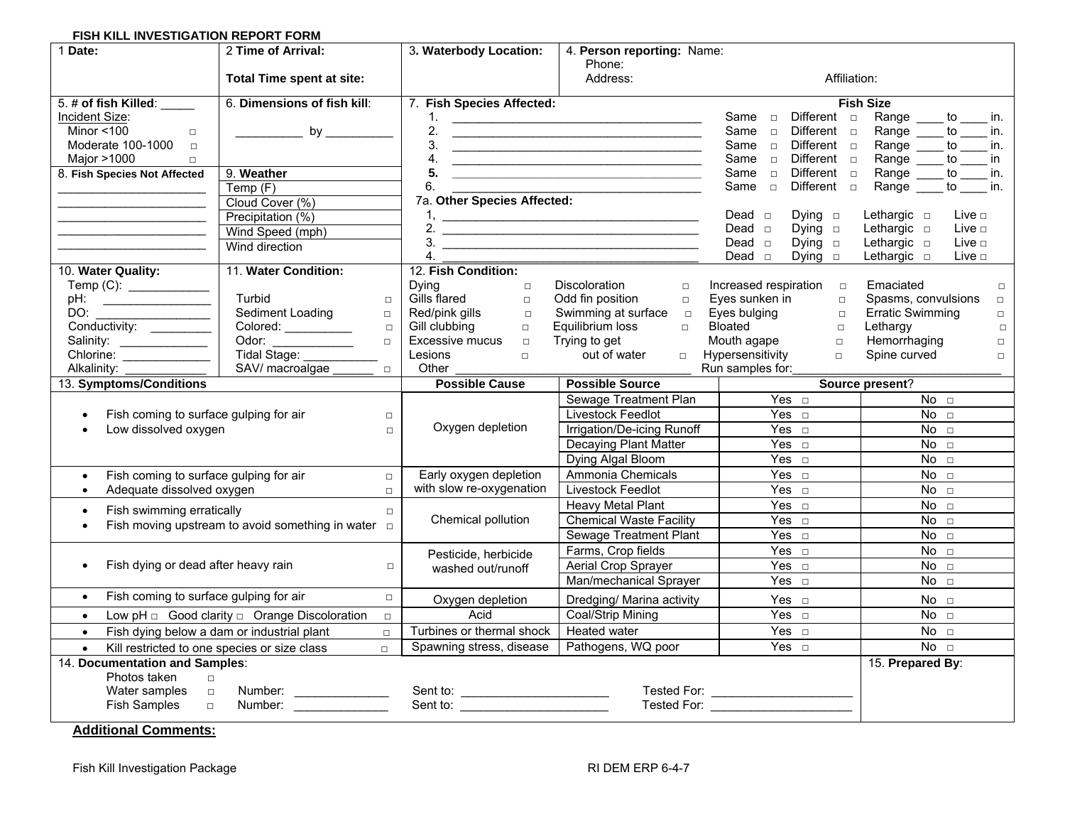**FISH KILL INVESTIGATION REPORT FORM**

| 1 **Date:** | 2 **Time of Arrival:**<br><br>**Total Time spent at site:** | 3**. Waterbody Location:** | 4. **Person reporting:** Name:<br>Phone:<br>Address: Affiliation: |
|---|---|---|---|

**5. # of fish Killed**: _____

Incident Size:
- Minor <100 □
- Moderate 100-1000 □
- Major >1000 □

**6. Dimensions of fish kill**: __________ by __________

**7. Fish Species Affected:**

| Species | Fish Size | | |
|---|---|---|---|
| 1. ______________________ | Same □ | Different □ | Range ____ to ____ in. |
| 2. ______________________ | Same □ | Different □ | Range ____ to ____ in. |
| 3. ______________________ | Same □ | Different □ | Range ____ to ____ in. |
| 4. ______________________ | Same □ | Different □ | Range ____ to ____ in |
| 5. ______________________ | Same □ | Different □ | Range ____ to ____ in. |
| 6. ______________________ | Same □ | Different □ | Range ____ to ____ in. |

**7a. Other Species Affected:**

| Species | | | | |
|---|---|---|---|---|
| 1, ______________________ | Dead □ | Dying □ | Lethargic □ | Live □ |
| 2. ______________________ | Dead □ | Dying □ | Lethargic □ | Live □ |
| 3. ______________________ | Dead □ | Dying □ | Lethargic □ | Live □ |
| 4. ______________________ | Dead □ | Dying □ | Lethargic □ | Live □ |

**8. Fish Species Not Affected**

______________________
______________________
______________________
______________________
______________________

**9. Weather**

| |
|---|
| Temp (F) |
| Cloud Cover (%) |
| Precipitation (%) |
| Wind Speed (mph) |
| Wind direction |

**10. Water Quality:**
- Temp (C): ____________
- pH: ________________
- DO: ________________
- Conductivity: _________
- Salinity: _____________
- Chlorine: _____________
- Alkalinity: ____________

**11. Water Condition:**
- Turbid □
- Sediment Loading □
- Colored: __________ □
- Odor: ____________ □
- Tidal Stage: ___________
- SAV/ macroalgae ______ □

**12. Fish Condition:**

| | | | |
|---|---|---|---|
| Dying □ | Discoloration □ | Increased respiration □ | Emaciated □ |
| Gills flared □ | Odd fin position □ | Eyes sunken in □ | Spasms, convulsions □ |
| Red/pink gills □ | Swimming at surface □ | Eyes bulging □ | Erratic Swimming □ |
| Gill clubbing □ | Equilibrium loss □ | Bloated □ | Lethargy □ |
| Excessive mucus □ | Trying to get out of water □ | Mouth agape □ | Hemorrhaging □ |
| Lesions □ | | Hypersensitivity □ | Spine curved □ |

Other ______________________ Run samples for: ______________________

| 13. **Symptoms/Conditions** | **Possible Cause** | **Possible Source** | **Source present?** | |
|---|---|---|---|---|
| • Fish coming to surface gulping for air □<br>• Low dissolved oxygen □ | Oxygen depletion | Sewage Treatment Plan | Yes □ | No □ |
| | | Livestock Feedlot | Yes □ | No □ |
| | | Irrigation/De-icing Runoff | Yes □ | No □ |
| | | Decaying Plant Matter | Yes □ | No □ |
| | | Dying Algal Bloom | Yes □ | No □ |
| • Fish coming to surface gulping for air □<br>• Adequate dissolved oxygen □ | Early oxygen depletion with slow re-oxygenation | Ammonia Chemicals | Yes □ | No □ |
| | | Livestock Feedlot | Yes □ | No □ |
| • Fish swimming erratically □<br>• Fish moving upstream to avoid something in water □ | Chemical pollution | Heavy Metal Plant | Yes □ | No □ |
| | | Chemical Waste Facility | Yes □ | No □ |
| | | Sewage Treatment Plant | Yes □ | No □ |
| • Fish dying or dead after heavy rain □ | Pesticide, herbicide washed out/runoff | Farms, Crop fields | Yes □ | No □ |
| | | Aerial Crop Sprayer | Yes □ | No □ |
| | | Man/mechanical Sprayer | Yes □ | No □ |
| • Fish coming to surface gulping for air □ | Oxygen depletion | Dredging/ Marina activity | Yes □ | No □ |
| • Low pH □ Good clarity □ Orange Discoloration □ | Acid | Coal/Strip Mining | Yes □ | No □ |
| • Fish dying below a dam or industrial plant □ | Turbines or thermal shock | Heated water | Yes □ | No □ |
| • Kill restricted to one species or size class □ | Spawning stress, disease | Pathogens, WQ poor | Yes □ | No □ |

**14. Documentation and Samples**:

| | | | |
|---|---|---|---|
| Photos taken □ | | | |
| Water samples □ | Number: ______________ | Sent to: ______________________ | Tested For: ______________________ |
| Fish Samples □ | Number: ______________ | Sent to: ______________________ | Tested For: ______________________ |

**15. Prepared By**:

**Additional Comments:**

Fish Investigation Package — RI DEM ERP 6-4-7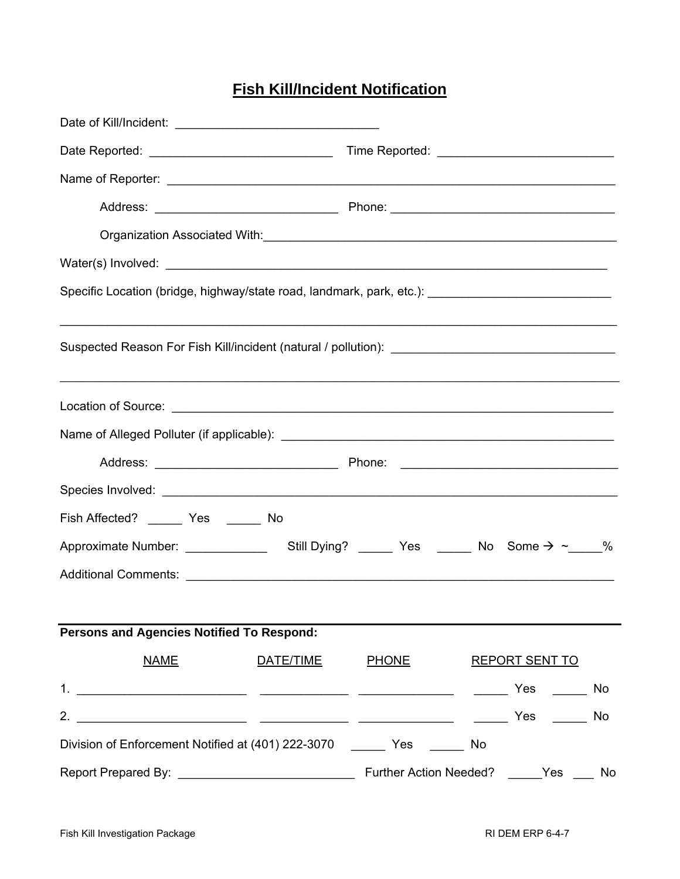# Fish Kill/Incident Notification

Date of Kill/Incident: ______________________________

Date Reported: ___________________________ Time Reported: _________________________

Name of Reporter: ____________________________________________________________________

Address: ___________________________ Phone: _________________________________

Organization Associated With: ______________________________________________________

Water(s) Involved: __________________________________________________________________

Specific Location (bridge, highway/state road, landmark, park, etc.): ___________________________

_____________________________________________________________________________________

Suspected Reason For Fish Kill/incident (natural / pollution): _________________________________

_____________________________________________________________________________________

Location of Source: __________________________________________________________________

Name of Alleged Polluter (if applicable): _________________________________________________

Address: ___________________________ Phone: _________________________________

Species Involved: ____________________________________________________________________

Fish Affected? _____ Yes _____ No

Approximate Number: ____________ Still Dying? _____ Yes _____ No Some → ~_____%

Additional Comments: ________________________________________________________________

---

**Persons and Agencies Notified To Respond:**

| | NAME | DATE/TIME | PHONE | REPORT SENT TO |
|---|---|---|---|---|
| 1. | ________________________ | _____________ | ______________ | _____ Yes _____ No |
| 2. | ________________________ | _____________ | ______________ | _____ Yes _____ No |

Division of Enforcement Notified at (401) 222-3070 _____ Yes _____ No

Report Prepared By: _________________________ Further Action Needed? _____Yes ___ No

Fish Kill Investigation Package RI DEM ERP 6-4-7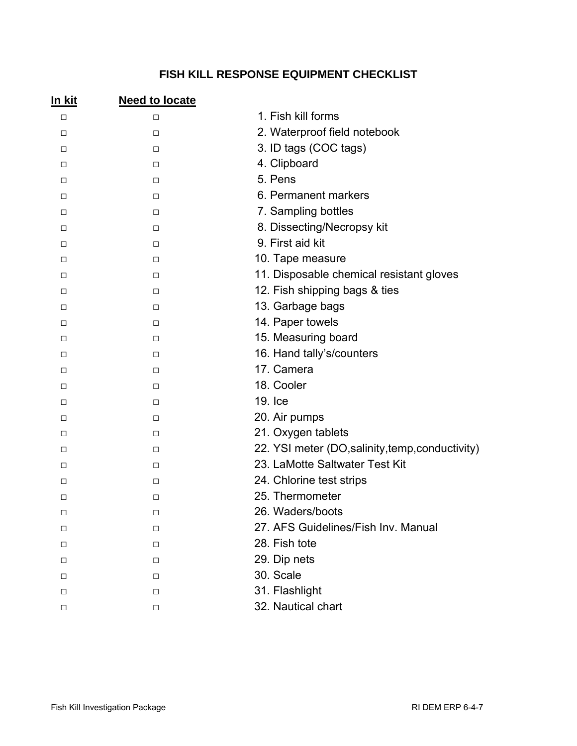# FISH KILL RESPONSE EQUIPMENT CHECKLIST

| In kit | Need to locate | |
|---|---|---|
| □ | □ | 1. Fish kill forms |
| □ | □ | 2. Waterproof field notebook |
| □ | □ | 3. ID tags (COC tags) |
| □ | □ | 4. Clipboard |
| □ | □ | 5. Pens |
| □ | □ | 6. Permanent markers |
| □ | □ | 7. Sampling bottles |
| □ | □ | 8. Dissecting/Necropsy kit |
| □ | □ | 9. First aid kit |
| □ | □ | 10. Tape measure |
| □ | □ | 11. Disposable chemical resistant gloves |
| □ | □ | 12. Fish shipping bags & ties |
| □ | □ | 13. Garbage bags |
| □ | □ | 14. Paper towels |
| □ | □ | 15. Measuring board |
| □ | □ | 16. Hand tally's/counters |
| □ | □ | 17. Camera |
| □ | □ | 18. Cooler |
| □ | □ | 19. Ice |
| □ | □ | 20. Air pumps |
| □ | □ | 21. Oxygen tablets |
| □ | □ | 22. YSI meter (DO,salinity,temp,conductivity) |
| □ | □ | 23. LaMotte Saltwater Test Kit |
| □ | □ | 24. Chlorine test strips |
| □ | □ | 25. Thermometer |
| □ | □ | 26. Waders/boots |
| □ | □ | 27. AFS Guidelines/Fish Inv. Manual |
| □ | □ | 28. Fish tote |
| □ | □ | 29. Dip nets |
| □ | □ | 30. Scale |
| □ | □ | 31. Flashlight |
| □ | □ | 32. Nautical chart |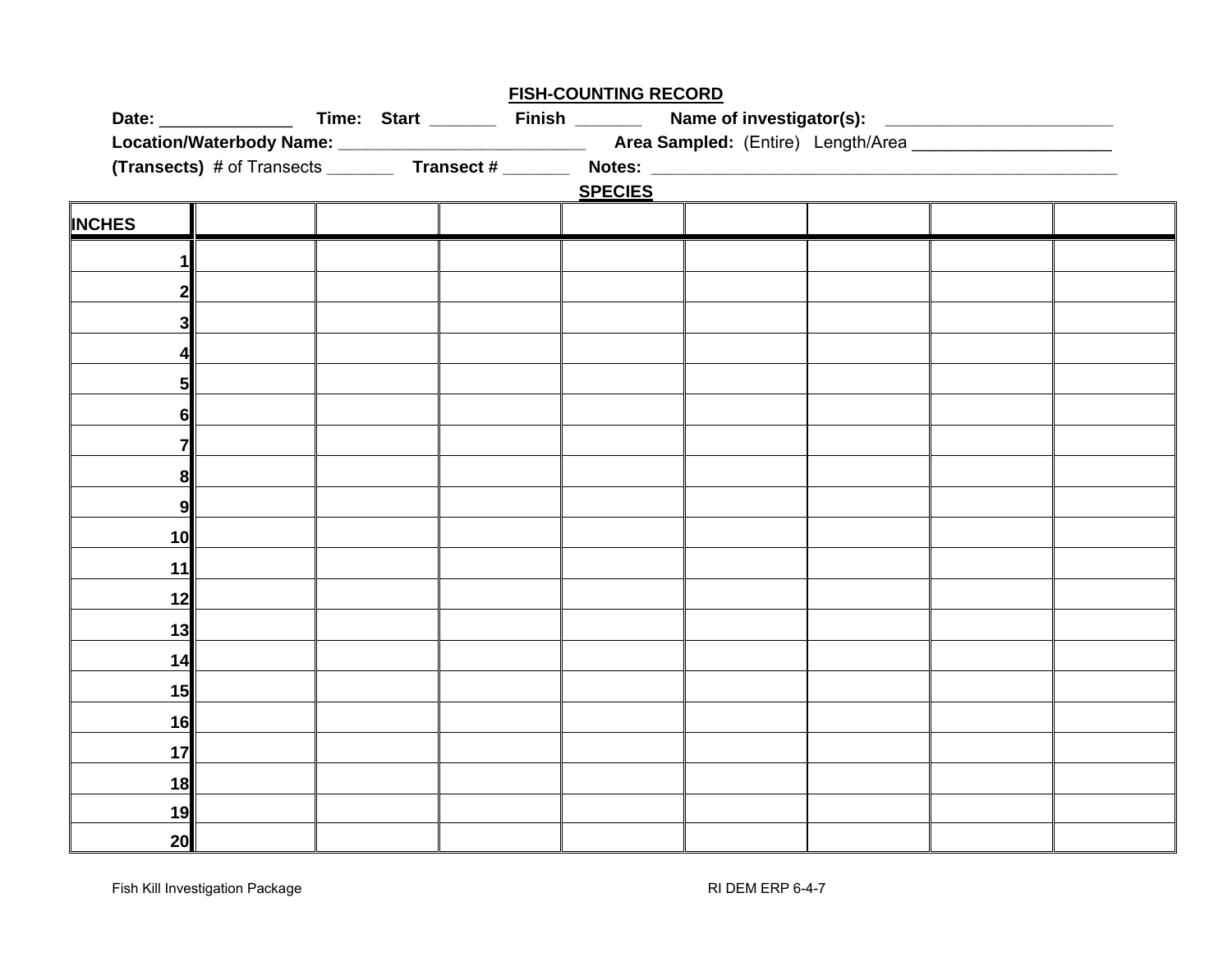## FISH-COUNTING RECORD

**Date:** ______________ **Time: Start** _______ **Finish** _______ **Name of investigator(s):** ________________________

**Location/Waterbody Name:** ___________________________ **Area Sampled:** (Entire) Length/Area _____________________

**(Transects)** # of Transects _______ **Transect #** _______ **Notes:** ____________________________________________________

**SPECIES**

| INCHES | | | | | | | | |
|---|---|---|---|---|---|---|---|---|
| 1 | | | | | | | | |
| 2 | | | | | | | | |
| 3 | | | | | | | | |
| 4 | | | | | | | | |
| 5 | | | | | | | | |
| 6 | | | | | | | | |
| 7 | | | | | | | | |
| 8 | | | | | | | | |
| 9 | | | | | | | | |
| 10 | | | | | | | | |
| 11 | | | | | | | | |
| 12 | | | | | | | | |
| 13 | | | | | | | | |
| 14 | | | | | | | | |
| 15 | | | | | | | | |
| 16 | | | | | | | | |
| 17 | | | | | | | | |
| 18 | | | | | | | | |
| 19 | | | | | | | | |
| 20 | | | | | | | | |

Fish Kill Investigation Package RI DEM ERP 6-4-7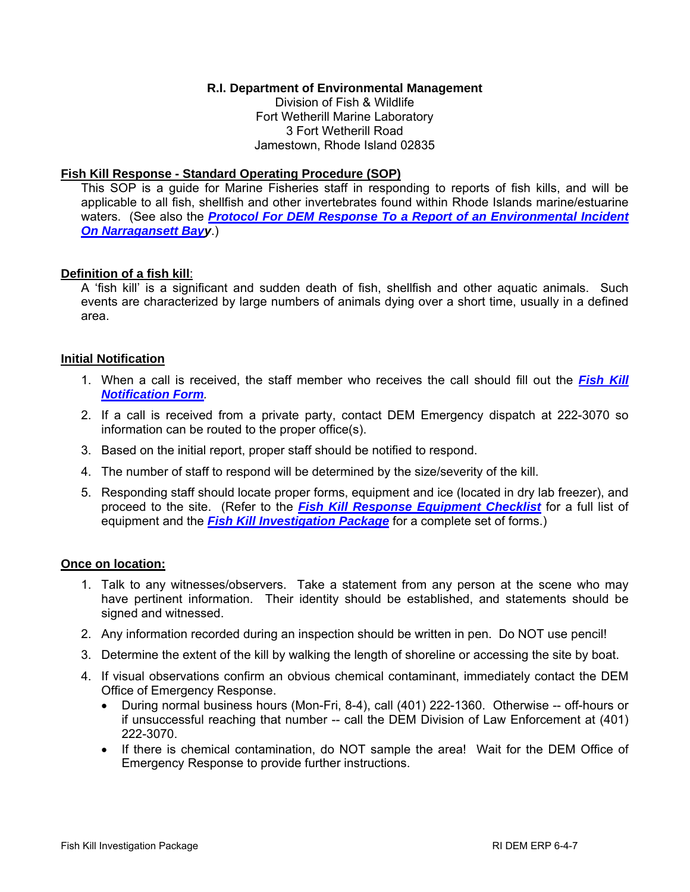**R.I. Department of Environmental Management**
Division of Fish & Wildlife
Fort Wetherill Marine Laboratory
3 Fort Wetherill Road
Jamestown, Rhode Island 02835

## Fish Kill Response - Standard Operating Procedure (SOP)

This SOP is a guide for Marine Fisheries staff in responding to reports of fish kills, and will be applicable to all fish, shellfish and other invertebrates found within Rhode Islands marine/estuarine waters. (See also the ***Protocol For DEM Response To a Report of an Environmental Incident On Narragansett Bayy***.)

## Definition of a fish kill:

A 'fish kill' is a significant and sudden death of fish, shellfish and other aquatic animals. Such events are characterized by large numbers of animals dying over a short time, usually in a defined area.

## Initial Notification

1. When a call is received, the staff member who receives the call should fill out the ***Fish Kill Notification Form***.
2. If a call is received from a private party, contact DEM Emergency dispatch at 222-3070 so information can be routed to the proper office(s).
3. Based on the initial report, proper staff should be notified to respond.
4. The number of staff to respond will be determined by the size/severity of the kill.
5. Responding staff should locate proper forms, equipment and ice (located in dry lab freezer), and proceed to the site. (Refer to the ***Fish Kill Response Equipment Checklist*** for a full list of equipment and the ***Fish Kill Investigation Package*** for a complete set of forms.)

## Once on location:

1. Talk to any witnesses/observers. Take a statement from any person at the scene who may have pertinent information. Their identity should be established, and statements should be signed and witnessed.
2. Any information recorded during an inspection should be written in pen. Do NOT use pencil!
3. Determine the extent of the kill by walking the length of shoreline or accessing the site by boat.
4. If visual observations confirm an obvious chemical contaminant, immediately contact the DEM Office of Emergency Response.
   - During normal business hours (Mon-Fri, 8-4), call (401) 222-1360. Otherwise -- off-hours or if unsuccessful reaching that number -- call the DEM Division of Law Enforcement at (401) 222-3070.
   - If there is chemical contamination, do NOT sample the area! Wait for the DEM Office of Emergency Response to provide further instructions.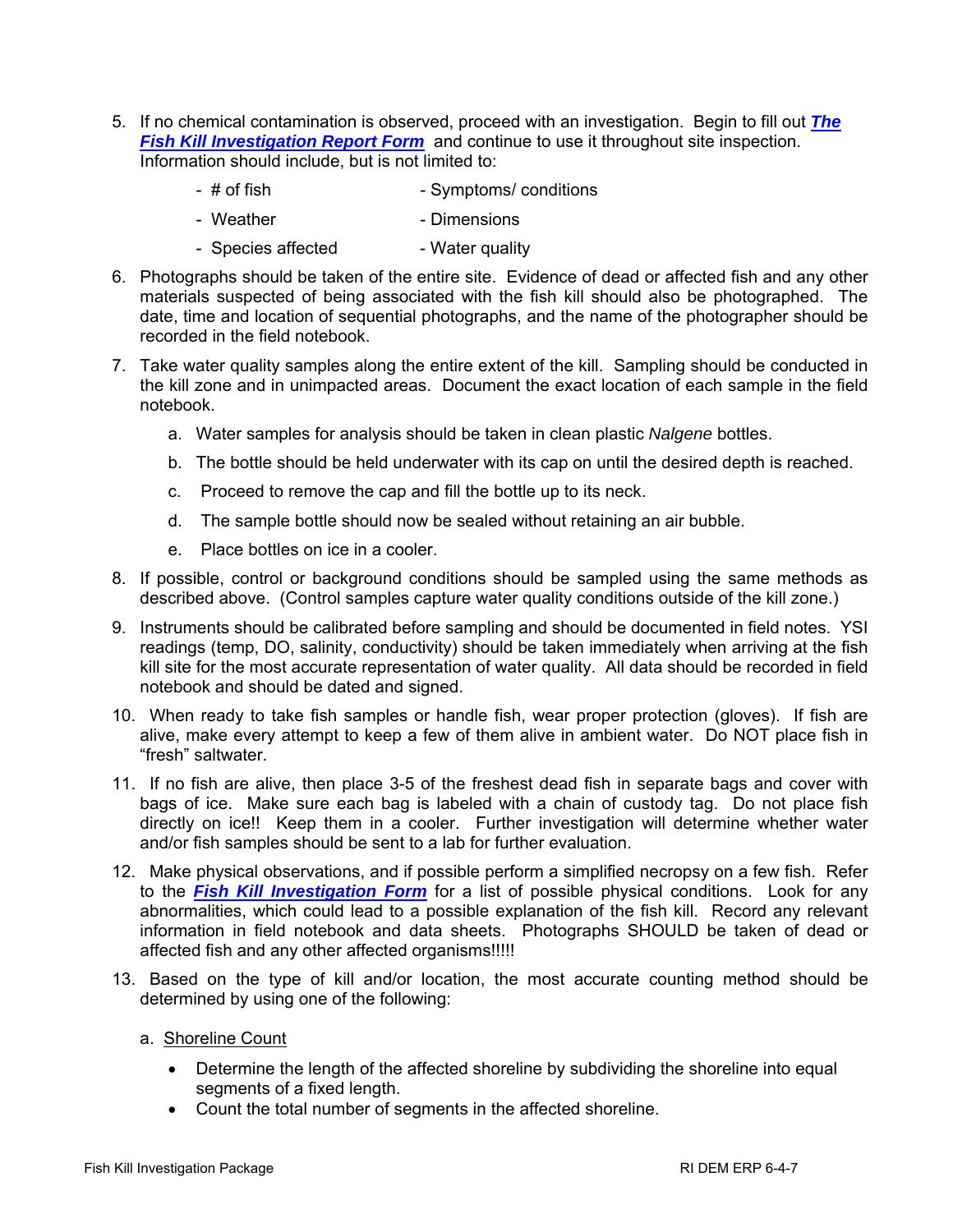5. If no chemical contamination is observed, proceed with an investigation. Begin to fill out ***The Fish Kill Investigation Report Form*** and continue to use it throughout site inspection. Information should include, but is not limited to:

   - # of fish
   - Weather
   - Species affected
   - Symptoms/ conditions
   - Dimensions
   - Water quality

6. Photographs should be taken of the entire site. Evidence of dead or affected fish and any other materials suspected of being associated with the fish kill should also be photographed. The date, time and location of sequential photographs, and the name of the photographer should be recorded in the field notebook.

7. Take water quality samples along the entire extent of the kill. Sampling should be conducted in the kill zone and in unimpacted areas. Document the exact location of each sample in the field notebook.

   a. Water samples for analysis should be taken in clean plastic *Nalgene* bottles.

   b. The bottle should be held underwater with its cap on until the desired depth is reached.

   c. Proceed to remove the cap and fill the bottle up to its neck.

   d. The sample bottle should now be sealed without retaining an air bubble.

   e. Place bottles on ice in a cooler.

8. If possible, control or background conditions should be sampled using the same methods as described above. (Control samples capture water quality conditions outside of the kill zone.)

9. Instruments should be calibrated before sampling and should be documented in field notes. YSI readings (temp, DO, salinity, conductivity) should be taken immediately when arriving at the fish kill site for the most accurate representation of water quality. All data should be recorded in field notebook and should be dated and signed.

10. When ready to take fish samples or handle fish, wear proper protection (gloves). If fish are alive, make every attempt to keep a few of them alive in ambient water. Do NOT place fish in "fresh" saltwater.

11. If no fish are alive, then place 3-5 of the freshest dead fish in separate bags and cover with bags of ice. Make sure each bag is labeled with a chain of custody tag. Do not place fish directly on ice!! Keep them in a cooler. Further investigation will determine whether water and/or fish samples should be sent to a lab for further evaluation.

12. Make physical observations, and if possible perform a simplified necropsy on a few fish. Refer to the ***Fish Kill Investigation Form*** for a list of possible physical conditions. Look for any abnormalities, which could lead to a possible explanation of the fish kill. Record any relevant information in field notebook and data sheets. Photographs SHOULD be taken of dead or affected fish and any other affected organisms!!!!!

13. Based on the type of kill and/or location, the most accurate counting method should be determined by using one of the following:

   a. <u>Shoreline Count</u>

      - Determine the length of the affected shoreline by subdividing the shoreline into equal segments of a fixed length.
      - Count the total number of segments in the affected shoreline.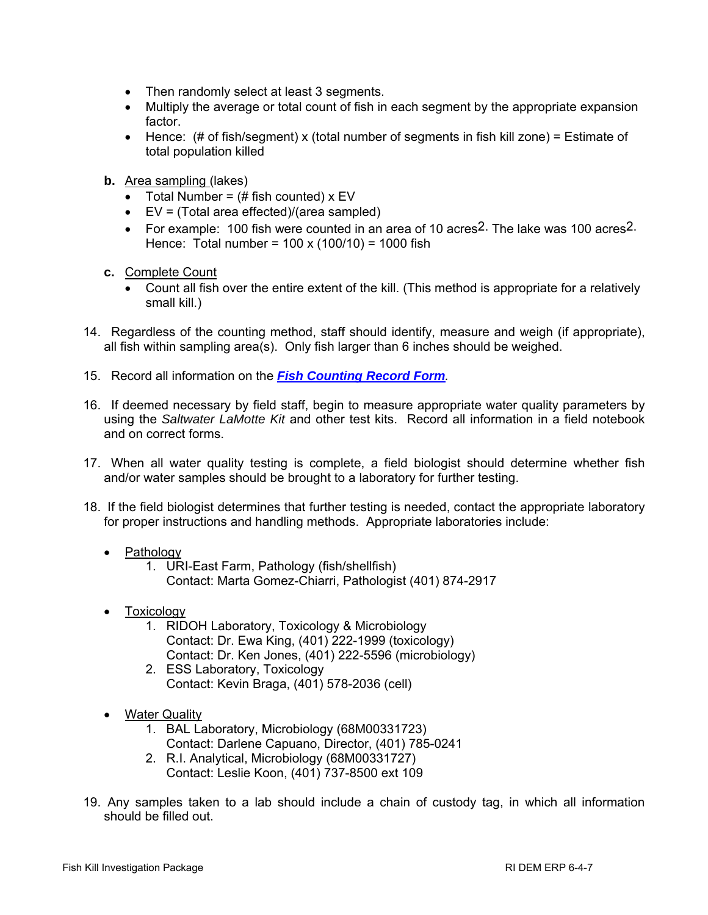- Then randomly select at least 3 segments.
- Multiply the average or total count of fish in each segment by the appropriate expansion factor.
- Hence: (# of fish/segment) x (total number of segments in fish kill zone) = Estimate of total population killed

**b.** Area sampling (lakes)

- Total Number = (# fish counted) x EV
- EV = (Total area effected)/(area sampled)
- For example: 100 fish were counted in an area of 10 acres$^2$. The lake was 100 acres$^2$. Hence: Total number = 100 x (100/10) = 1000 fish

**c.** Complete Count

- Count all fish over the entire extent of the kill. (This method is appropriate for a relatively small kill.)

14. Regardless of the counting method, staff should identify, measure and weigh (if appropriate), all fish within sampling area(s). Only fish larger than 6 inches should be weighed.

15. Record all information on the ***Fish Counting Record Form***.

16. If deemed necessary by field staff, begin to measure appropriate water quality parameters by using the *Saltwater LaMotte Kit* and other test kits. Record all information in a field notebook and on correct forms.

17. When all water quality testing is complete, a field biologist should determine whether fish and/or water samples should be brought to a laboratory for further testing.

18. If the field biologist determines that further testing is needed, contact the appropriate laboratory for proper instructions and handling methods. Appropriate laboratories include:

- Pathology
  1. URI-East Farm, Pathology (fish/shellfish)
     Contact: Marta Gomez-Chiarri, Pathologist (401) 874-2917

- Toxicology
  1. RIDOH Laboratory, Toxicology & Microbiology
     Contact: Dr. Ewa King, (401) 222-1999 (toxicology)
     Contact: Dr. Ken Jones, (401) 222-5596 (microbiology)
  2. ESS Laboratory, Toxicology
     Contact: Kevin Braga, (401) 578-2036 (cell)

- Water Quality
  1. BAL Laboratory, Microbiology (68M00331723)
     Contact: Darlene Capuano, Director, (401) 785-0241
  2. R.I. Analytical, Microbiology (68M00331727)
     Contact: Leslie Koon, (401) 737-8500 ext 109

19. Any samples taken to a lab should include a chain of custody tag, in which all information should be filled out.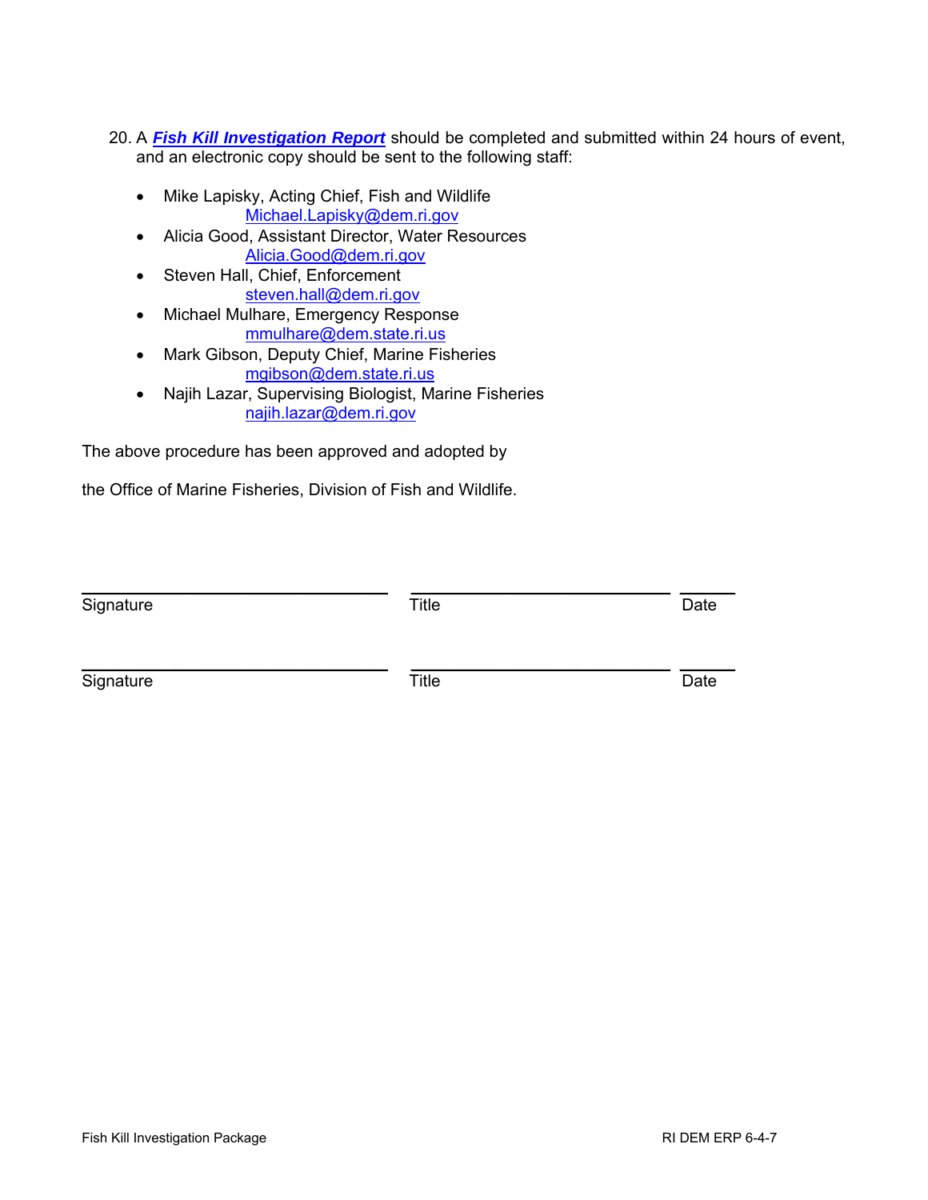20. A ***Fish Kill Investigation Report*** should be completed and submitted within 24 hours of event, and an electronic copy should be sent to the following staff:

    - Mike Lapisky, Acting Chief, Fish and Wildlife
      Michael.Lapisky@dem.ri.gov
    - Alicia Good, Assistant Director, Water Resources
      Alicia.Good@dem.ri.gov
    - Steven Hall, Chief, Enforcement
      steven.hall@dem.ri.gov
    - Michael Mulhare, Emergency Response
      mmulhare@dem.state.ri.us
    - Mark Gibson, Deputy Chief, Marine Fisheries
      mgibson@dem.state.ri.us
    - Najih Lazar, Supervising Biologist, Marine Fisheries
      najih.lazar@dem.ri.gov

The above procedure has been approved and adopted by

the Office of Marine Fisheries, Division of Fish and Wildlife.

| | | |
|---|---|---|
| Signature | Title | Date |
| Signature | Title | Date |